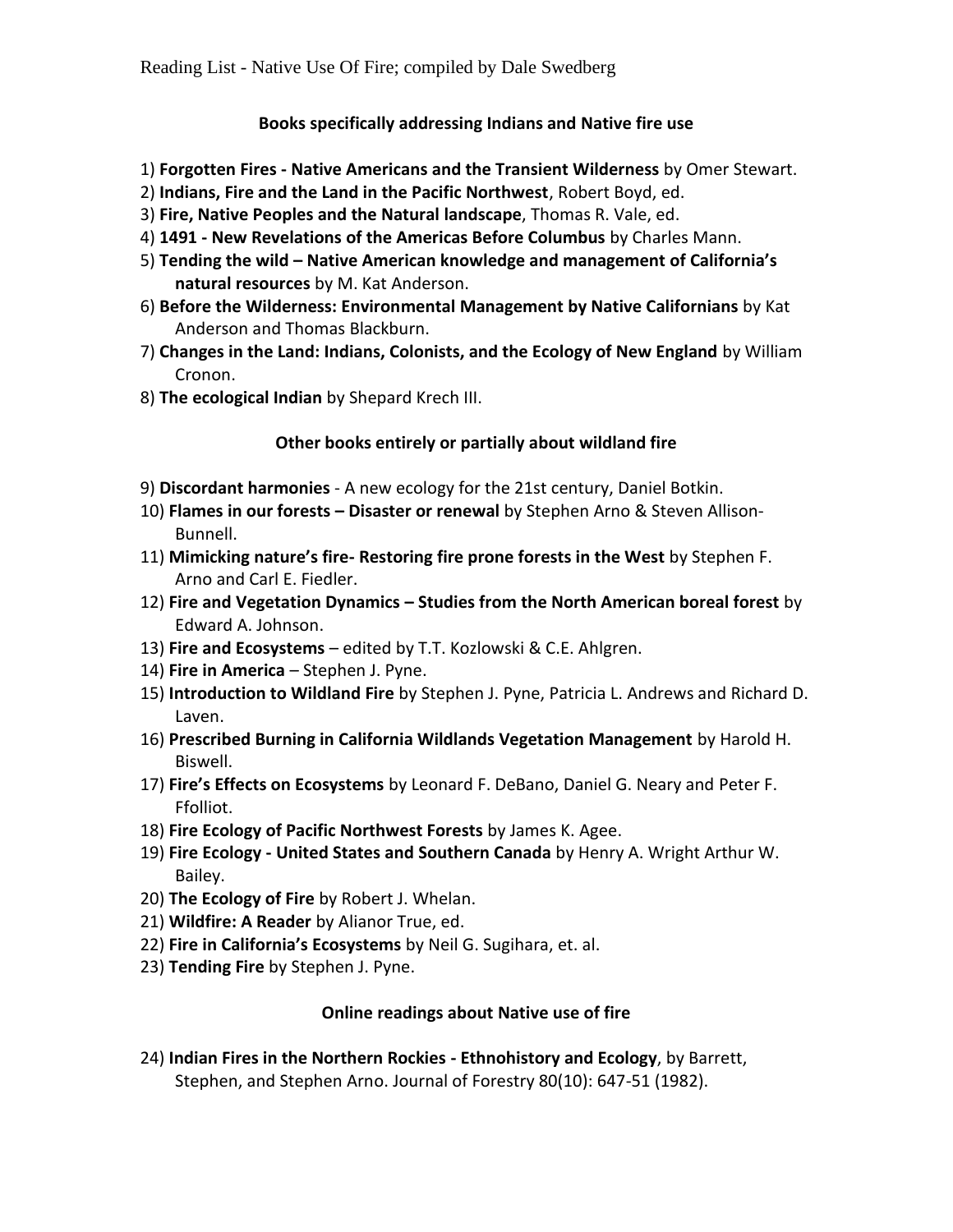Reading List - Native Use Of Fire; compiled by Dale Swedberg

## Books specifically addressing Indians and Native fire use

1) **Forgotten Fires - Native Americans and the Transient Wilderness** by Omer Stewart.
2) **Indians, Fire and the Land in the Pacific Northwest**, Robert Boyd, ed.
3) **Fire, Native Peoples and the Natural landscape**, Thomas R. Vale, ed.
4) **1491 - New Revelations of the Americas Before Columbus** by Charles Mann.
5) **Tending the wild – Native American knowledge and management of California's natural resources** by M. Kat Anderson.
6) **Before the Wilderness: Environmental Management by Native Californians** by Kat Anderson and Thomas Blackburn.
7) **Changes in the Land: Indians, Colonists, and the Ecology of New England** by William Cronon.
8) **The ecological Indian** by Shepard Krech III.

## Other books entirely or partially about wildland fire

9) **Discordant harmonies** - A new ecology for the 21st century, Daniel Botkin.
10) **Flames in our forests – Disaster or renewal** by Stephen Arno & Steven Allison-Bunnell.
11) **Mimicking nature's fire- Restoring fire prone forests in the West** by Stephen F. Arno and Carl E. Fiedler.
12) **Fire and Vegetation Dynamics – Studies from the North American boreal forest** by Edward A. Johnson.
13) **Fire and Ecosystems** – edited by T.T. Kozlowski & C.E. Ahlgren.
14) **Fire in America** – Stephen J. Pyne.
15) **Introduction to Wildland Fire** by Stephen J. Pyne, Patricia L. Andrews and Richard D. Laven.
16) **Prescribed Burning in California Wildlands Vegetation Management** by Harold H. Biswell.
17) **Fire's Effects on Ecosystems** by Leonard F. DeBano, Daniel G. Neary and Peter F. Ffolliot.
18) **Fire Ecology of Pacific Northwest Forests** by James K. Agee.
19) **Fire Ecology - United States and Southern Canada** by Henry A. Wright Arthur W. Bailey.
20) **The Ecology of Fire** by Robert J. Whelan.
21) **Wildfire: A Reader** by Alianor True, ed.
22) **Fire in California's Ecosystems** by Neil G. Sugihara, et. al.
23) **Tending Fire** by Stephen J. Pyne.

## Online readings about Native use of fire

24) **Indian Fires in the Northern Rockies - Ethnohistory and Ecology**, by Barrett, Stephen, and Stephen Arno. Journal of Forestry 80(10): 647-51 (1982).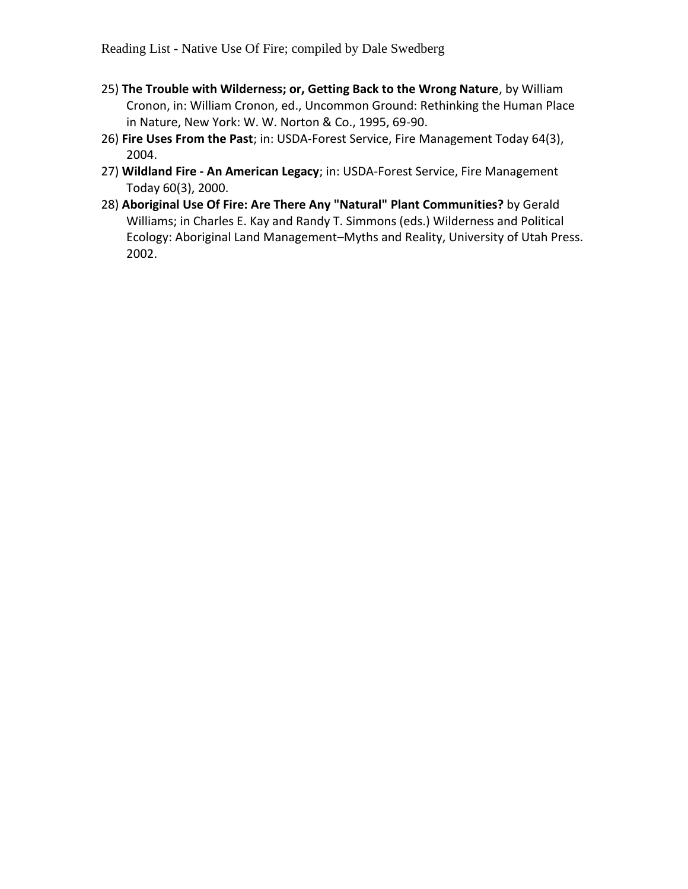25) **The Trouble with Wilderness; or, Getting Back to the Wrong Nature**, by William Cronon, in: William Cronon, ed., Uncommon Ground: Rethinking the Human Place in Nature, New York: W. W. Norton & Co., 1995, 69-90.

26) **Fire Uses From the Past**; in: USDA-Forest Service, Fire Management Today 64(3), 2004.

27) **Wildland Fire - An American Legacy**; in: USDA-Forest Service, Fire Management Today 60(3), 2000.

28) **Aboriginal Use Of Fire: Are There Any "Natural" Plant Communities?** by Gerald Williams; in Charles E. Kay and Randy T. Simmons (eds.) Wilderness and Political Ecology: Aboriginal Land Management–Myths and Reality, University of Utah Press. 2002.